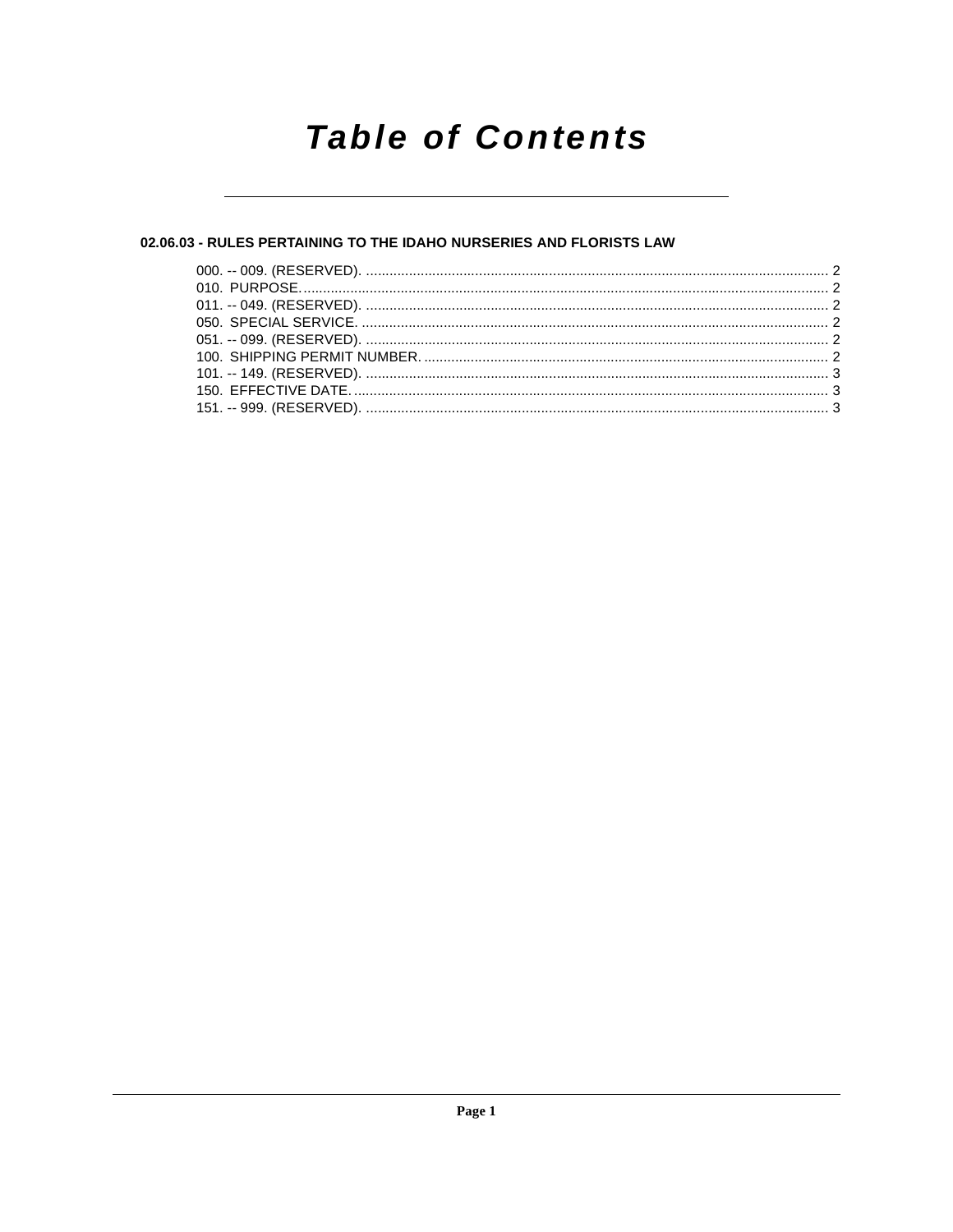# Table of Contents

## 02.06.03 - RULES PERTAINING TO THE IDAHO NURSERIES AND FLORISTS LAW

000. -- 009. (RESERVED). ..................................................................................................................... 2
010. PURPOSE. ..................................................................................................................... 2
011. -- 049. (RESERVED). ..................................................................................................................... 2
050. SPECIAL SERVICE. ..................................................................................................................... 2
051. -- 099. (RESERVED). ..................................................................................................................... 2
100. SHIPPING PERMIT NUMBER. ..................................................................................................................... 2
101. -- 149. (RESERVED). ..................................................................................................................... 3
150. EFFECTIVE DATE. ..................................................................................................................... 3
151. -- 999. (RESERVED). ..................................................................................................................... 3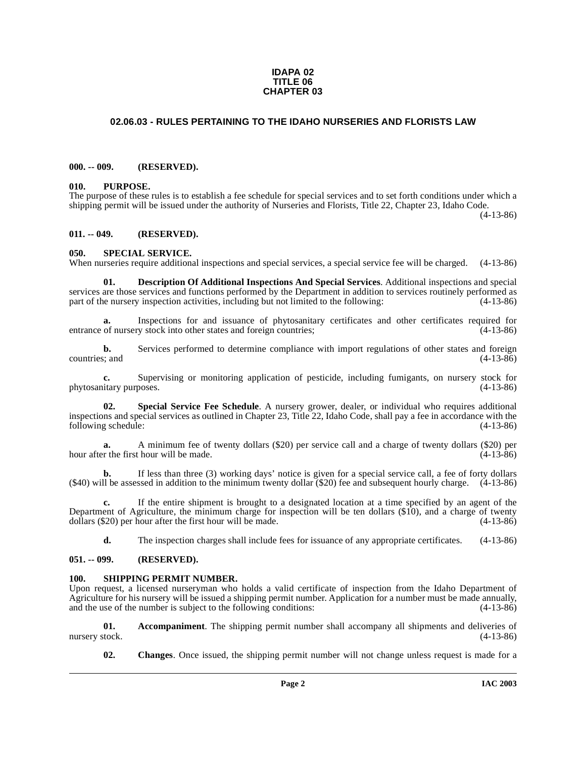**IDAPA 02**
**TITLE 06**
**CHAPTER 03**

# 02.06.03 - RULES PERTAINING TO THE IDAHO NURSERIES AND FLORISTS LAW

## 000. -- 009. (RESERVED).

## 010. PURPOSE.

The purpose of these rules is to establish a fee schedule for special services and to set forth conditions under which a shipping permit will be issued under the authority of Nurseries and Florists, Title 22, Chapter 23, Idaho Code. (4-13-86)

## 011. -- 049. (RESERVED).

## 050. SPECIAL SERVICE.

When nurseries require additional inspections and special services, a special service fee will be charged. (4-13-86)

**01. Description Of Additional Inspections And Special Services**. Additional inspections and special services are those services and functions performed by the Department in addition to services routinely performed as part of the nursery inspection activities, including but not limited to the following: (4-13-86)

**a.** Inspections for and issuance of phytosanitary certificates and other certificates required for entrance of nursery stock into other states and foreign countries; (4-13-86)

**b.** Services performed to determine compliance with import regulations of other states and foreign countries; and (4-13-86)

**c.** Supervising or monitoring application of pesticide, including fumigants, on nursery stock for phytosanitary purposes. (4-13-86)

**02. Special Service Fee Schedule**. A nursery grower, dealer, or individual who requires additional inspections and special services as outlined in Chapter 23, Title 22, Idaho Code, shall pay a fee in accordance with the following schedule: (4-13-86)

**a.** A minimum fee of twenty dollars ($20) per service call and a charge of twenty dollars ($20) per hour after the first hour will be made. (4-13-86)

**b.** If less than three (3) working days' notice is given for a special service call, a fee of forty dollars ($40) will be assessed in addition to the minimum twenty dollar ($20) fee and subsequent hourly charge. (4-13-86)

**c.** If the entire shipment is brought to a designated location at a time specified by an agent of the Department of Agriculture, the minimum charge for inspection will be ten dollars ($10), and a charge of twenty dollars ($20) per hour after the first hour will be made. (4-13-86)

**d.** The inspection charges shall include fees for issuance of any appropriate certificates. (4-13-86)

## 051. -- 099. (RESERVED).

## 100. SHIPPING PERMIT NUMBER.

Upon request, a licensed nurseryman who holds a valid certificate of inspection from the Idaho Department of Agriculture for his nursery will be issued a shipping permit number. Application for a number must be made annually, and the use of the number is subject to the following conditions: (4-13-86)

**01. Accompaniment**. The shipping permit number shall accompany all shipments and deliveries of nursery stock. (4-13-86)

**02. Changes**. Once issued, the shipping permit number will not change unless request is made for a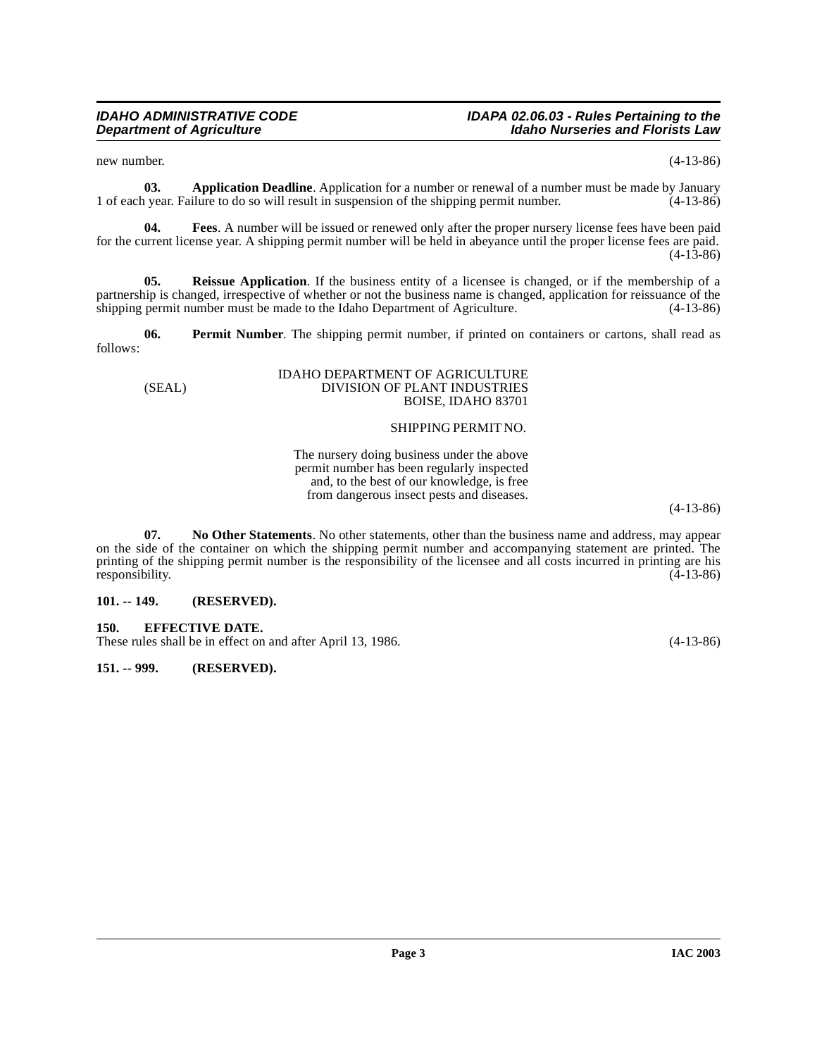new number. (4-13-86)

**03. Application Deadline**. Application for a number or renewal of a number must be made by January 1 of each year. Failure to do so will result in suspension of the shipping permit number. (4-13-86)

**04. Fees**. A number will be issued or renewed only after the proper nursery license fees have been paid for the current license year. A shipping permit number will be held in abeyance until the proper license fees are paid. (4-13-86)

**05. Reissue Application**. If the business entity of a licensee is changed, or if the membership of a partnership is changed, irrespective of whether or not the business name is changed, application for reissuance of the shipping permit number must be made to the Idaho Department of Agriculture. (4-13-86)

**06. Permit Number**. The shipping permit number, if printed on containers or cartons, shall read as follows:

(SEAL)

IDAHO DEPARTMENT OF AGRICULTURE
DIVISION OF PLANT INDUSTRIES
BOISE, IDAHO 83701

SHIPPING PERMIT NO.

The nursery doing business under the above permit number has been regularly inspected and, to the best of our knowledge, is free from dangerous insect pests and diseases.

(4-13-86)

**07. No Other Statements**. No other statements, other than the business name and address, may appear on the side of the container on which the shipping permit number and accompanying statement are printed. The printing of the shipping permit number is the responsibility of the licensee and all costs incurred in printing are his responsibility. (4-13-86)

**101. -- 149. (RESERVED).**

**150. EFFECTIVE DATE.**

These rules shall be in effect on and after April 13, 1986. (4-13-86)

**151. -- 999. (RESERVED).**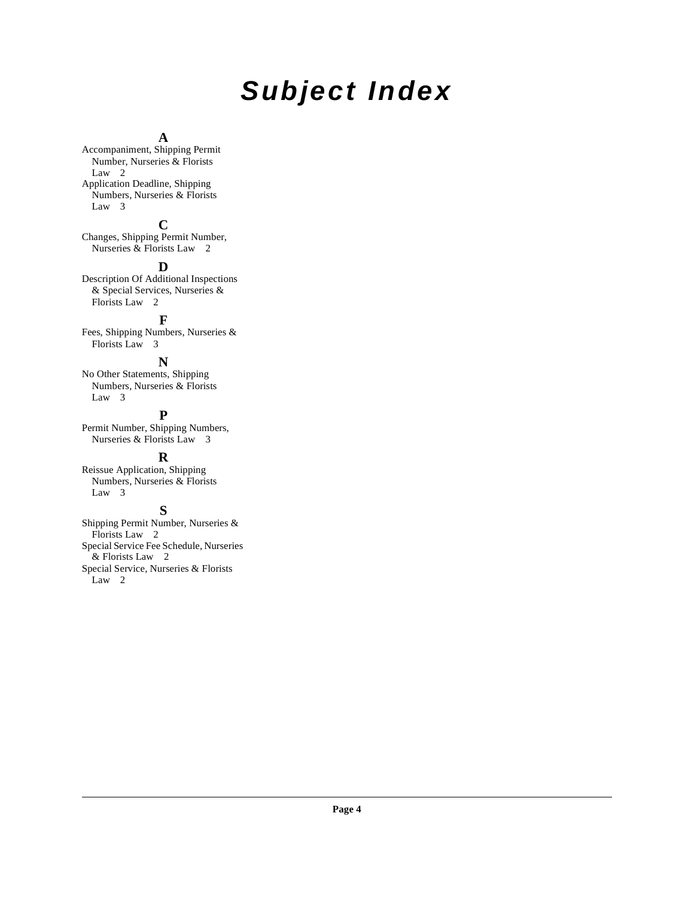# *Subject Index*

**A**

Accompaniment, Shipping Permit Number, Nurseries & Florists Law 2

Application Deadline, Shipping Numbers, Nurseries & Florists Law 3

**C**

Changes, Shipping Permit Number, Nurseries & Florists Law 2

**D**

Description Of Additional Inspections & Special Services, Nurseries & Florists Law 2

**F**

Fees, Shipping Numbers, Nurseries & Florists Law 3

**N**

No Other Statements, Shipping Numbers, Nurseries & Florists Law 3

**P**

Permit Number, Shipping Numbers, Nurseries & Florists Law 3

**R**

Reissue Application, Shipping Numbers, Nurseries & Florists Law 3

**S**

Shipping Permit Number, Nurseries & Florists Law 2

Special Service Fee Schedule, Nurseries & Florists Law 2

Special Service, Nurseries & Florists Law 2